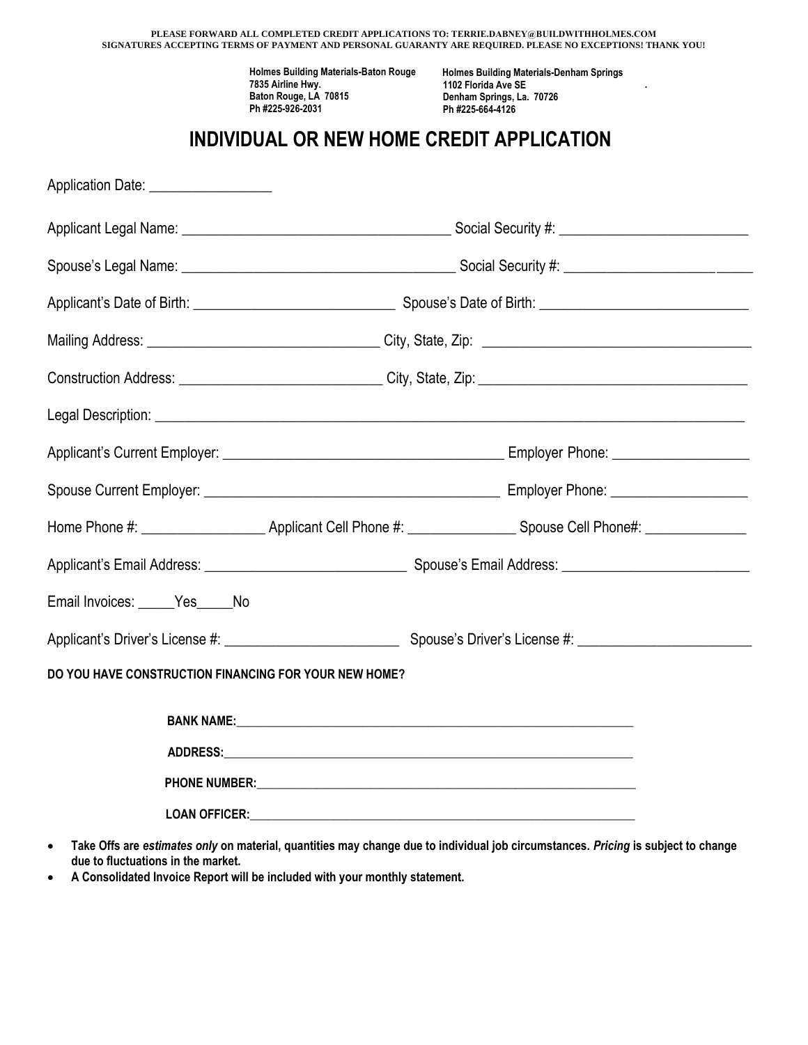**PLEASE FORWARD ALL COMPLETED CREDIT APPLICATIONS TO: TERRIE.DABNEY@BUILDWITHHOLMES.COM**
**SIGNATURES ACCEPTING TERMS OF PAYMENT AND PERSONAL GUARANTY ARE REQUIRED. PLEASE NO EXCEPTIONS! THANK YOU!**

**Holmes Building Materials-Baton Rouge**
**7835 Airline Hwy.**
**Baton Rouge, LA 70815**
**Ph #225-926-2031**

**Holmes Building Materials-Denham Springs**
**1102 Florida Ave SE**
**Denham Springs, La. 70726**
**Ph #225-664-4126**

# INDIVIDUAL OR NEW HOME CREDIT APPLICATION

Application Date: ________________

Applicant Legal Name: ____________________________________ Social Security #: _________________________

Spouse's Legal Name: ____________________________________ Social Security #: _________________________

Applicant's Date of Birth: ___________________________ Spouse's Date of Birth: ___________________________

Mailing Address: _______________________________ City, State, Zip: __________________________________

Construction Address: ___________________________ City, State, Zip: __________________________________

Legal Description: _________________________________________________________________________________

Applicant's Current Employer: ______________________________________ Employer Phone: __________________

Spouse Current Employer: ________________________________________ Employer Phone: __________________

Home Phone #: ________________ Applicant Cell Phone #: ______________ Spouse Cell Phone#: _____________

Applicant's Email Address: ___________________________ Spouse's Email Address: ________________________

Email Invoices: _____Yes_____No

Applicant's Driver's License #: ________________________ Spouse's Driver's License #: _______________________

**DO YOU HAVE CONSTRUCTION FINANCING FOR YOUR NEW HOME?**

**BANK NAME:**_____________________________________________________________

**ADDRESS:**_______________________________________________________________

**PHONE NUMBER:**__________________________________________________________

**LOAN OFFICER:**__________________________________________________________

- **Take Offs are *estimates only* on material, quantities may change due to individual job circumstances. *Pricing* is subject to change due to fluctuations in the market.**
- **A Consolidated Invoice Report will be included with your monthly statement.**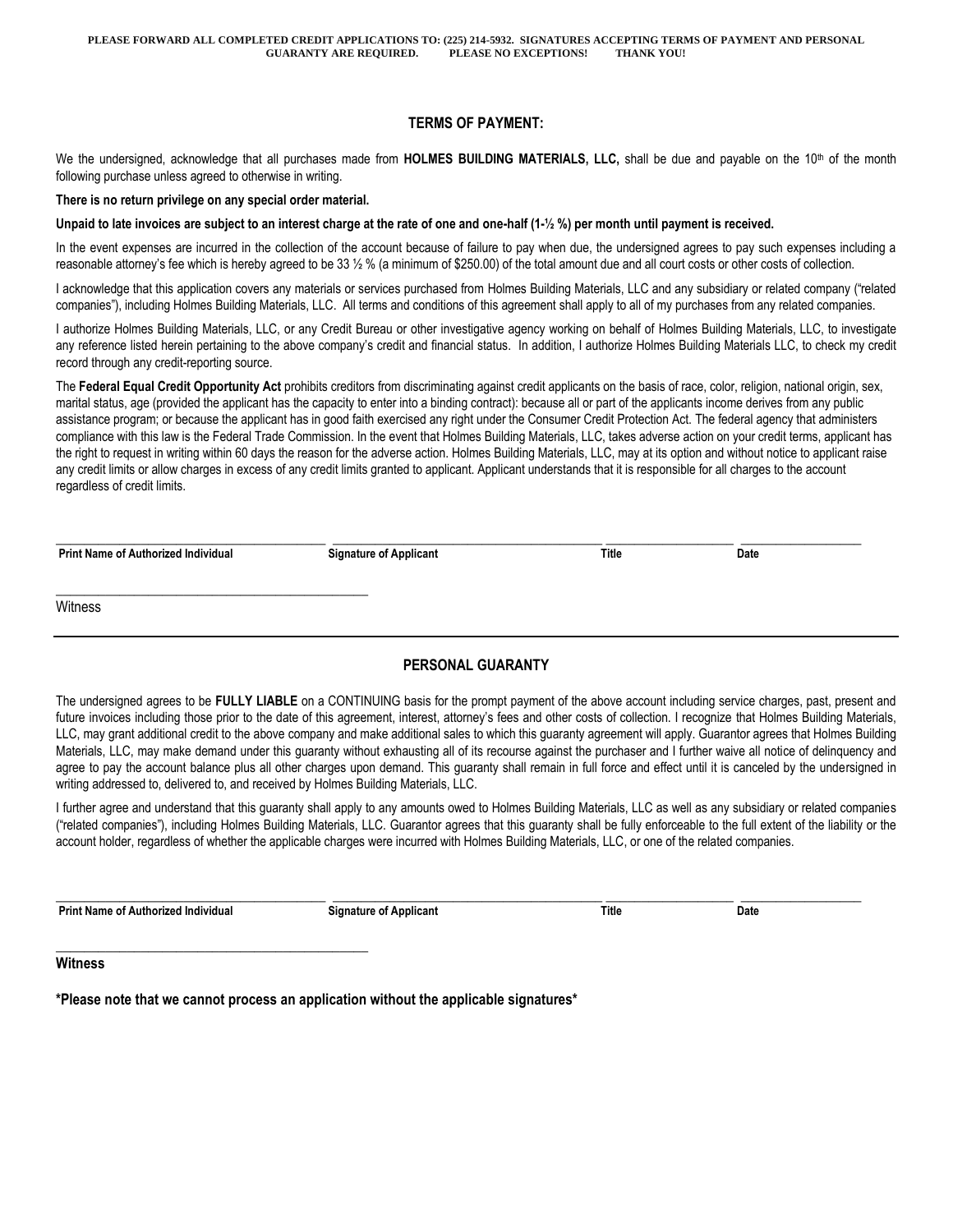**PLEASE FORWARD ALL COMPLETED CREDIT APPLICATIONS TO: (225) 214-5932. SIGNATURES ACCEPTING TERMS OF PAYMENT AND PERSONAL GUARANTY ARE REQUIRED. PLEASE NO EXCEPTIONS! THANK YOU!**

## TERMS OF PAYMENT:

We the undersigned, acknowledge that all purchases made from **HOLMES BUILDING MATERIALS, LLC,** shall be due and payable on the 10th of the month following purchase unless agreed to otherwise in writing.

**There is no return privilege on any special order material.**

**Unpaid to late invoices are subject to an interest charge at the rate of one and one-half (1-½ %) per month until payment is received.**

In the event expenses are incurred in the collection of the account because of failure to pay when due, the undersigned agrees to pay such expenses including a reasonable attorney's fee which is hereby agreed to be 33 ½ % (a minimum of $250.00) of the total amount due and all court costs or other costs of collection.

I acknowledge that this application covers any materials or services purchased from Holmes Building Materials, LLC and any subsidiary or related company ("related companies"), including Holmes Building Materials, LLC. All terms and conditions of this agreement shall apply to all of my purchases from any related companies.

I authorize Holmes Building Materials, LLC, or any Credit Bureau or other investigative agency working on behalf of Holmes Building Materials, LLC, to investigate any reference listed herein pertaining to the above company's credit and financial status. In addition, I authorize Holmes Building Materials LLC, to check my credit record through any credit-reporting source.

The **Federal Equal Credit Opportunity Act** prohibits creditors from discriminating against credit applicants on the basis of race, color, religion, national origin, sex, marital status, age (provided the applicant has the capacity to enter into a binding contract): because all or part of the applicants income derives from any public assistance program; or because the applicant has in good faith exercised any right under the Consumer Credit Protection Act. The federal agency that administers compliance with this law is the Federal Trade Commission. In the event that Holmes Building Materials, LLC, takes adverse action on your credit terms, applicant has the right to request in writing within 60 days the reason for the adverse action. Holmes Building Materials, LLC, may at its option and without notice to applicant raise any credit limits or allow charges in excess of any credit limits granted to applicant. Applicant understands that it is responsible for all charges to the account regardless of credit limits.

_______________________________ _______________________________ ______________ ______________

**Print Name of Authorized Individual** **Signature of Applicant** **Title** **Date**

_______________________________

Witness

## PERSONAL GUARANTY

The undersigned agrees to be **FULLY LIABLE** on a CONTINUING basis for the prompt payment of the above account including service charges, past, present and future invoices including those prior to the date of this agreement, interest, attorney's fees and other costs of collection. I recognize that Holmes Building Materials, LLC, may grant additional credit to the above company and make additional sales to which this guaranty agreement will apply. Guarantor agrees that Holmes Building Materials, LLC, may make demand under this guaranty without exhausting all of its recourse against the purchaser and I further waive all notice of delinquency and agree to pay the account balance plus all other charges upon demand. This guaranty shall remain in full force and effect until it is canceled by the undersigned in writing addressed to, delivered to, and received by Holmes Building Materials, LLC.

I further agree and understand that this guaranty shall apply to any amounts owed to Holmes Building Materials, LLC as well as any subsidiary or related companies ("related companies"), including Holmes Building Materials, LLC. Guarantor agrees that this guaranty shall be fully enforceable to the full extent of the liability or the account holder, regardless of whether the applicable charges were incurred with Holmes Building Materials, LLC, or one of the related companies.

_______________________________ _______________________________ ______________ ______________

**Print Name of Authorized Individual** **Signature of Applicant** **Title** **Date**

_______________________________

**Witness**

**\*Please note that we cannot process an application without the applicable signatures\***